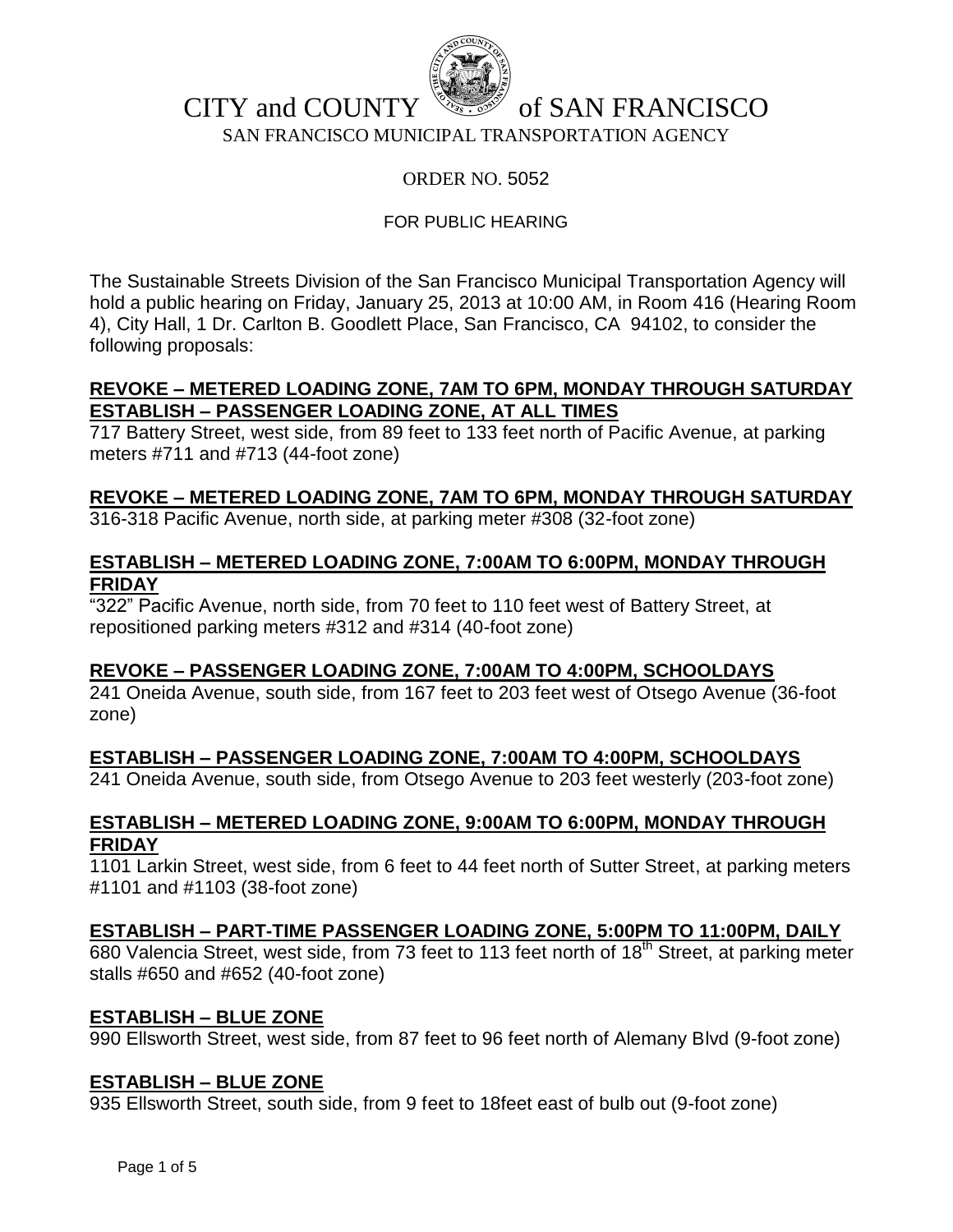# CITY and COUNTY of SAN FRANCISCO

SAN FRANCISCO MUNICIPAL TRANSPORTATION AGENCY

ORDER NO. 5052

FOR PUBLIC HEARING

The Sustainable Streets Division of the San Francisco Municipal Transportation Agency will hold a public hearing on Friday, January 25, 2013 at 10:00 AM, in Room 416 (Hearing Room 4), City Hall, 1 Dr. Carlton B. Goodlett Place, San Francisco, CA 94102, to consider the following proposals:

**REVOKE – METERED LOADING ZONE, 7AM TO 6PM, MONDAY THROUGH SATURDAY**
**ESTABLISH – PASSENGER LOADING ZONE, AT ALL TIMES**

717 Battery Street, west side, from 89 feet to 133 feet north of Pacific Avenue, at parking meters #711 and #713 (44-foot zone)

**REVOKE – METERED LOADING ZONE, 7AM TO 6PM, MONDAY THROUGH SATURDAY**

316-318 Pacific Avenue, north side, at parking meter #308 (32-foot zone)

**ESTABLISH – METERED LOADING ZONE, 7:00AM TO 6:00PM, MONDAY THROUGH FRIDAY**

"322" Pacific Avenue, north side, from 70 feet to 110 feet west of Battery Street, at repositioned parking meters #312 and #314 (40-foot zone)

**REVOKE – PASSENGER LOADING ZONE, 7:00AM TO 4:00PM, SCHOOLDAYS**

241 Oneida Avenue, south side, from 167 feet to 203 feet west of Otsego Avenue (36-foot zone)

**ESTABLISH – PASSENGER LOADING ZONE, 7:00AM TO 4:00PM, SCHOOLDAYS**

241 Oneida Avenue, south side, from Otsego Avenue to 203 feet westerly (203-foot zone)

**ESTABLISH – METERED LOADING ZONE, 9:00AM TO 6:00PM, MONDAY THROUGH FRIDAY**

1101 Larkin Street, west side, from 6 feet to 44 feet north of Sutter Street, at parking meters #1101 and #1103 (38-foot zone)

**ESTABLISH – PART-TIME PASSENGER LOADING ZONE, 5:00PM TO 11:00PM, DAILY**

680 Valencia Street, west side, from 73 feet to 113 feet north of 18th Street, at parking meter stalls #650 and #652 (40-foot zone)

**ESTABLISH – BLUE ZONE**

990 Ellsworth Street, west side, from 87 feet to 96 feet north of Alemany Blvd (9-foot zone)

**ESTABLISH – BLUE ZONE**

935 Ellsworth Street, south side, from 9 feet to 18feet east of bulb out (9-foot zone)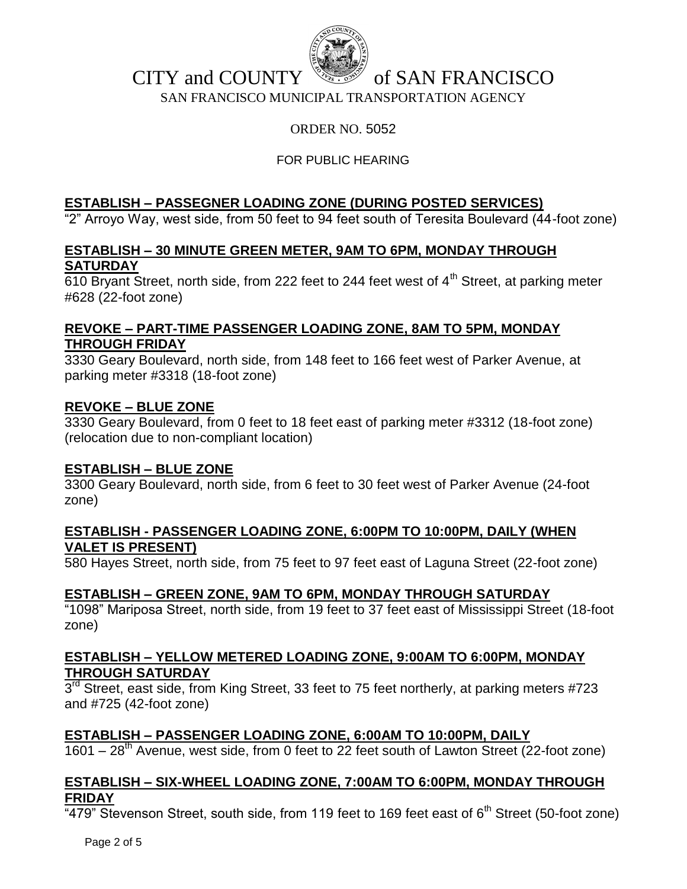CITY and COUNTY of SAN FRANCISCO

SAN FRANCISCO MUNICIPAL TRANSPORTATION AGENCY

ORDER NO. 5052

FOR PUBLIC HEARING

**ESTABLISH – PASSEGNER LOADING ZONE (DURING POSTED SERVICES)**

"2" Arroyo Way, west side, from 50 feet to 94 feet south of Teresita Boulevard (44-foot zone)

**ESTABLISH – 30 MINUTE GREEN METER, 9AM TO 6PM, MONDAY THROUGH SATURDAY**

610 Bryant Street, north side, from 222 feet to 244 feet west of 4th Street, at parking meter #628 (22-foot zone)

**REVOKE – PART-TIME PASSENGER LOADING ZONE, 8AM TO 5PM, MONDAY THROUGH FRIDAY**

3330 Geary Boulevard, north side, from 148 feet to 166 feet west of Parker Avenue, at parking meter #3318 (18-foot zone)

**REVOKE – BLUE ZONE**

3330 Geary Boulevard, from 0 feet to 18 feet east of parking meter #3312 (18-foot zone) (relocation due to non-compliant location)

**ESTABLISH – BLUE ZONE**

3300 Geary Boulevard, north side, from 6 feet to 30 feet west of Parker Avenue (24-foot zone)

**ESTABLISH - PASSENGER LOADING ZONE, 6:00PM TO 10:00PM, DAILY (WHEN VALET IS PRESENT)**

580 Hayes Street, north side, from 75 feet to 97 feet east of Laguna Street (22-foot zone)

**ESTABLISH – GREEN ZONE, 9AM TO 6PM, MONDAY THROUGH SATURDAY**

"1098" Mariposa Street, north side, from 19 feet to 37 feet east of Mississippi Street (18-foot zone)

**ESTABLISH – YELLOW METERED LOADING ZONE, 9:00AM TO 6:00PM, MONDAY THROUGH SATURDAY**

3rd Street, east side, from King Street, 33 feet to 75 feet northerly, at parking meters #723 and #725 (42-foot zone)

**ESTABLISH – PASSENGER LOADING ZONE, 6:00AM TO 10:00PM, DAILY**

1601 – 28th Avenue, west side, from 0 feet to 22 feet south of Lawton Street (22-foot zone)

**ESTABLISH – SIX-WHEEL LOADING ZONE, 7:00AM TO 6:00PM, MONDAY THROUGH FRIDAY**

"479" Stevenson Street, south side, from 119 feet to 169 feet east of 6th Street (50-foot zone)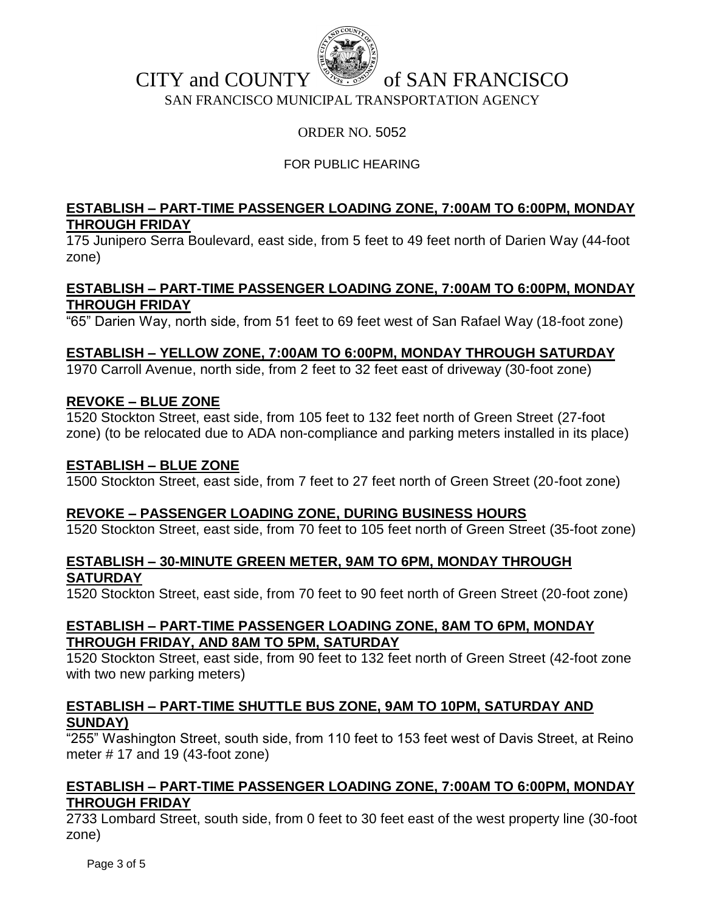CITY and COUNTY of SAN FRANCISCO

SAN FRANCISCO MUNICIPAL TRANSPORTATION AGENCY

ORDER NO. 5052

FOR PUBLIC HEARING

**ESTABLISH – PART-TIME PASSENGER LOADING ZONE, 7:00AM TO 6:00PM, MONDAY THROUGH FRIDAY**

175 Junipero Serra Boulevard, east side, from 5 feet to 49 feet north of Darien Way (44-foot zone)

**ESTABLISH – PART-TIME PASSENGER LOADING ZONE, 7:00AM TO 6:00PM, MONDAY THROUGH FRIDAY**

"65" Darien Way, north side, from 51 feet to 69 feet west of San Rafael Way (18-foot zone)

**ESTABLISH – YELLOW ZONE, 7:00AM TO 6:00PM, MONDAY THROUGH SATURDAY**

1970 Carroll Avenue, north side, from 2 feet to 32 feet east of driveway (30-foot zone)

**REVOKE – BLUE ZONE**

1520 Stockton Street, east side, from 105 feet to 132 feet north of Green Street (27-foot zone) (to be relocated due to ADA non-compliance and parking meters installed in its place)

**ESTABLISH – BLUE ZONE**

1500 Stockton Street, east side, from 7 feet to 27 feet north of Green Street (20-foot zone)

**REVOKE – PASSENGER LOADING ZONE, DURING BUSINESS HOURS**

1520 Stockton Street, east side, from 70 feet to 105 feet north of Green Street (35-foot zone)

**ESTABLISH – 30-MINUTE GREEN METER, 9AM TO 6PM, MONDAY THROUGH SATURDAY**

1520 Stockton Street, east side, from 70 feet to 90 feet north of Green Street (20-foot zone)

**ESTABLISH – PART-TIME PASSENGER LOADING ZONE, 8AM TO 6PM, MONDAY THROUGH FRIDAY, AND 8AM TO 5PM, SATURDAY**

1520 Stockton Street, east side, from 90 feet to 132 feet north of Green Street (42-foot zone with two new parking meters)

**ESTABLISH – PART-TIME SHUTTLE BUS ZONE, 9AM TO 10PM, SATURDAY AND SUNDAY)**

"255" Washington Street, south side, from 110 feet to 153 feet west of Davis Street, at Reino meter # 17 and 19 (43-foot zone)

**ESTABLISH – PART-TIME PASSENGER LOADING ZONE, 7:00AM TO 6:00PM, MONDAY THROUGH FRIDAY**

2733 Lombard Street, south side, from 0 feet to 30 feet east of the west property line (30-foot zone)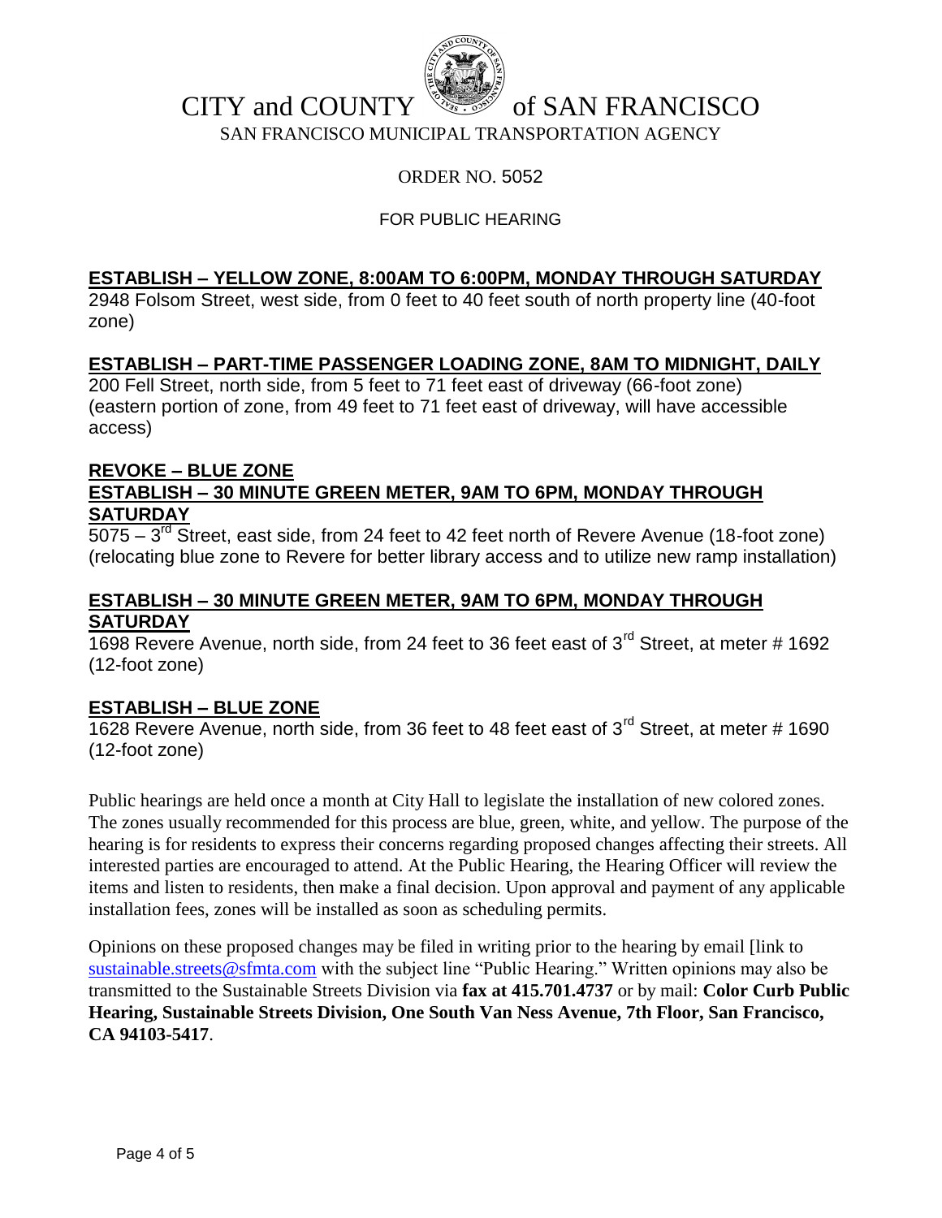CITY and COUNTY of SAN FRANCISCO

SAN FRANCISCO MUNICIPAL TRANSPORTATION AGENCY

ORDER NO. 5052

FOR PUBLIC HEARING

**ESTABLISH – YELLOW ZONE, 8:00AM TO 6:00PM, MONDAY THROUGH SATURDAY**

2948 Folsom Street, west side, from 0 feet to 40 feet south of north property line (40-foot zone)

**ESTABLISH – PART-TIME PASSENGER LOADING ZONE, 8AM TO MIDNIGHT, DAILY**

200 Fell Street, north side, from 5 feet to 71 feet east of driveway (66-foot zone) (eastern portion of zone, from 49 feet to 71 feet east of driveway, will have accessible access)

**REVOKE – BLUE ZONE**

**ESTABLISH – 30 MINUTE GREEN METER, 9AM TO 6PM, MONDAY THROUGH SATURDAY**

5075 – 3rd Street, east side, from 24 feet to 42 feet north of Revere Avenue (18-foot zone) (relocating blue zone to Revere for better library access and to utilize new ramp installation)

**ESTABLISH – 30 MINUTE GREEN METER, 9AM TO 6PM, MONDAY THROUGH SATURDAY**

1698 Revere Avenue, north side, from 24 feet to 36 feet east of 3rd Street, at meter # 1692 (12-foot zone)

**ESTABLISH – BLUE ZONE**

1628 Revere Avenue, north side, from 36 feet to 48 feet east of 3rd Street, at meter # 1690 (12-foot zone)

Public hearings are held once a month at City Hall to legislate the installation of new colored zones. The zones usually recommended for this process are blue, green, white, and yellow. The purpose of the hearing is for residents to express their concerns regarding proposed changes affecting their streets. All interested parties are encouraged to attend. At the Public Hearing, the Hearing Officer will review the items and listen to residents, then make a final decision. Upon approval and payment of any applicable installation fees, zones will be installed as soon as scheduling permits.

Opinions on these proposed changes may be filed in writing prior to the hearing by email [link to sustainable.streets@sfmta.com with the subject line "Public Hearing." Written opinions may also be transmitted to the Sustainable Streets Division via **fax at 415.701.4737** or by mail: **Color Curb Public Hearing, Sustainable Streets Division, One South Van Ness Avenue, 7th Floor, San Francisco, CA 94103-5417**.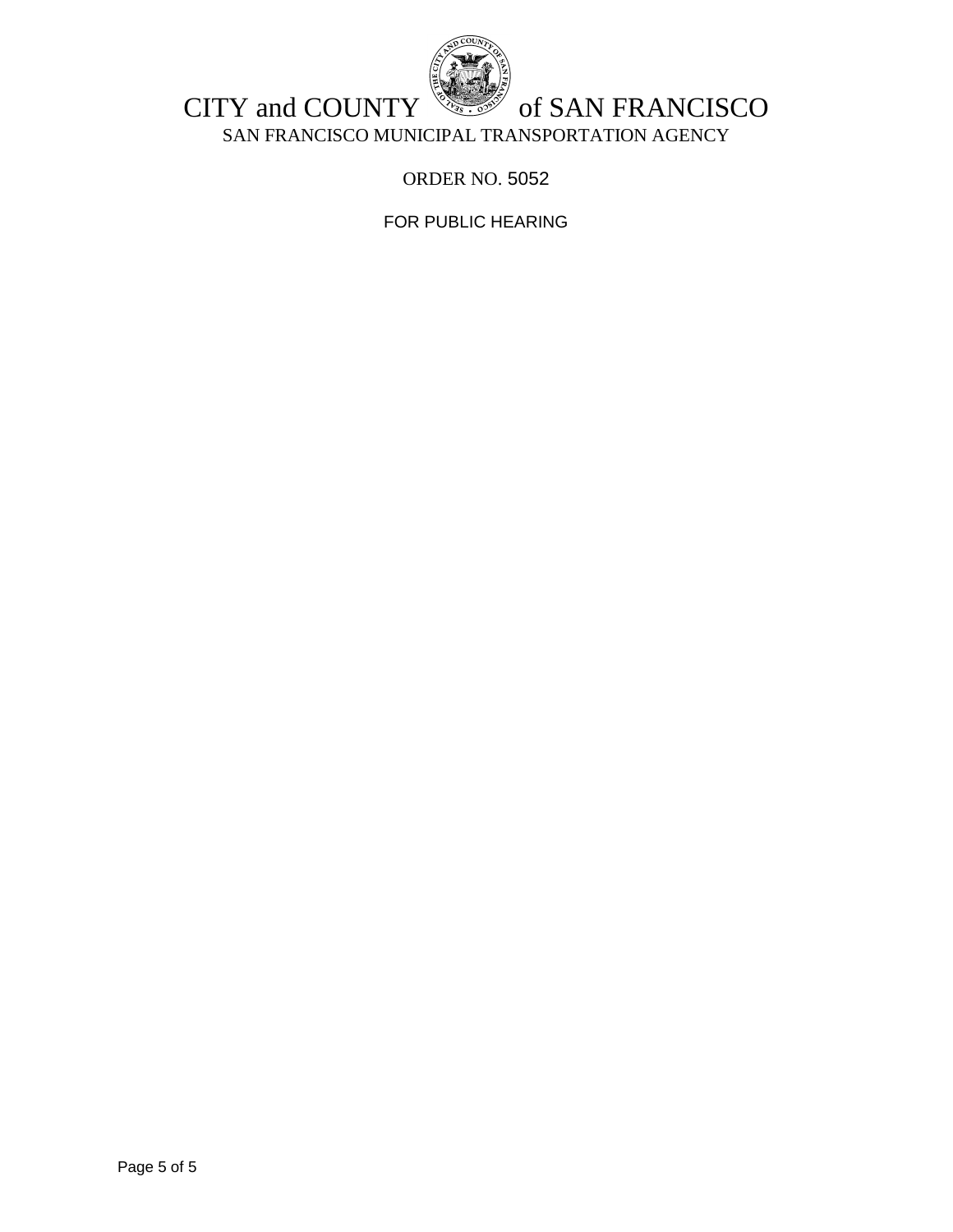CITY and COUNTY of SAN FRANCISCO

SAN FRANCISCO MUNICIPAL TRANSPORTATION AGENCY

ORDER NO. 5052

FOR PUBLIC HEARING